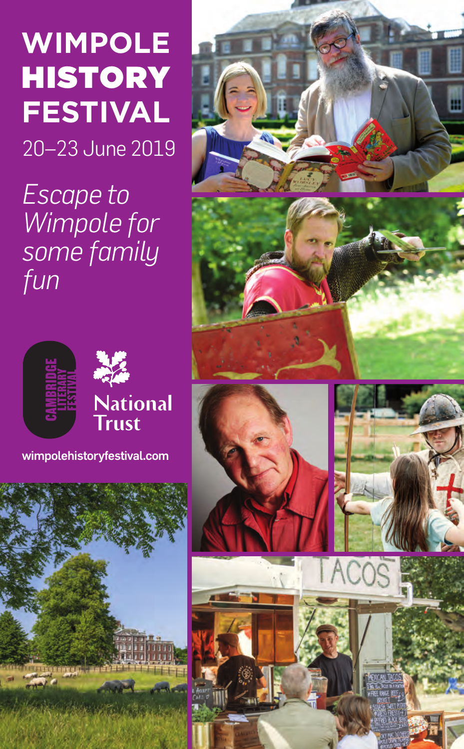# WIMPOLE HISTORY FESTIVAL

20–23 June 2019

*Escape to Wimpole for some family fun*

CAMBRIDGE LITERARY FESTIVAL

National Trust

wimpolehistoryfestival.com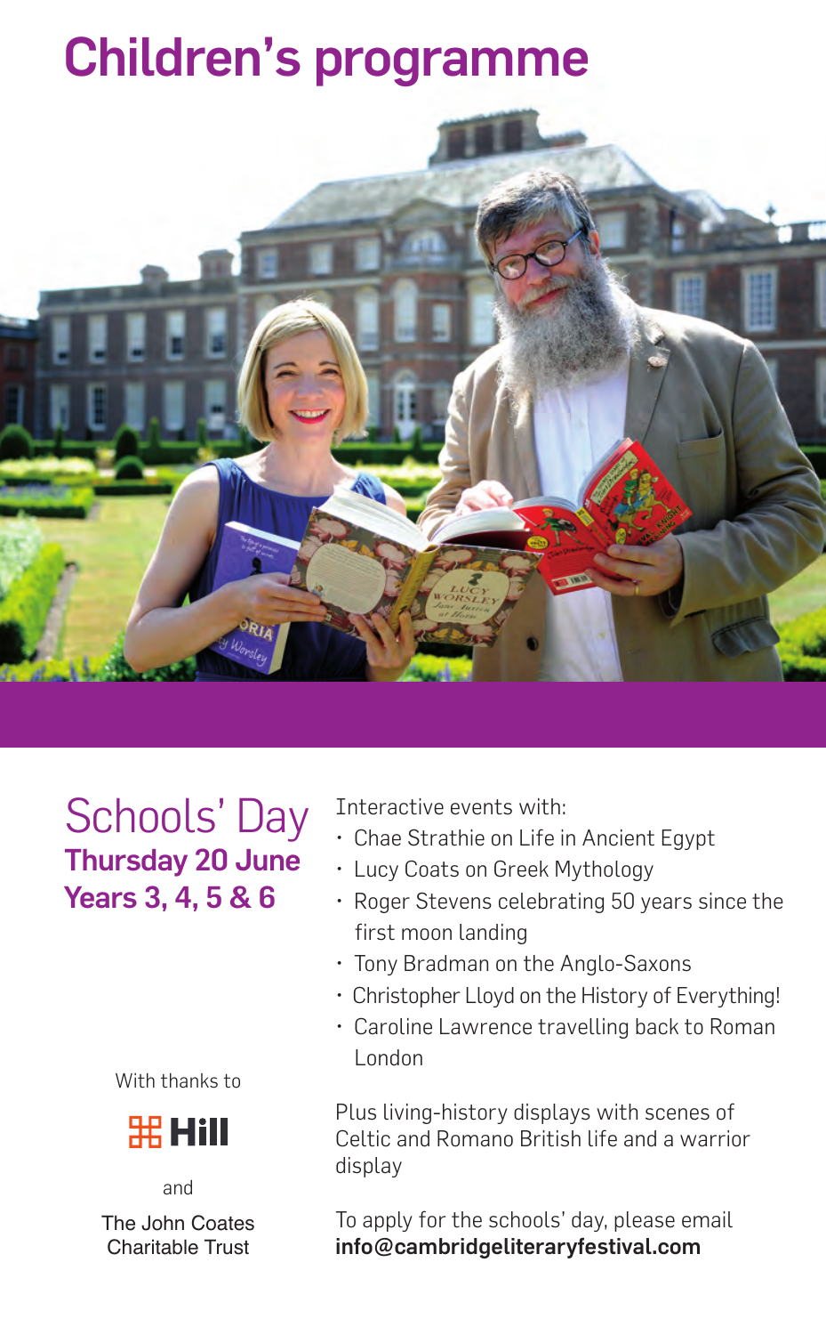# Children's programme

## Schools' Day

**Thursday 20 June**
**Years 3, 4, 5 & 6**

Interactive events with:

- Chae Strathie on Life in Ancient Egypt
- Lucy Coats on Greek Mythology
- Roger Stevens celebrating 50 years since the first moon landing
- Tony Bradman on the Anglo-Saxons
- Christopher Lloyd on the History of Everything!
- Caroline Lawrence travelling back to Roman London

Plus living-history displays with scenes of Celtic and Romano British life and a warrior display

To apply for the schools' day, please email **info@cambridgeliteraryfestival.com**

With thanks to

Hill

and

The John Coates Charitable Trust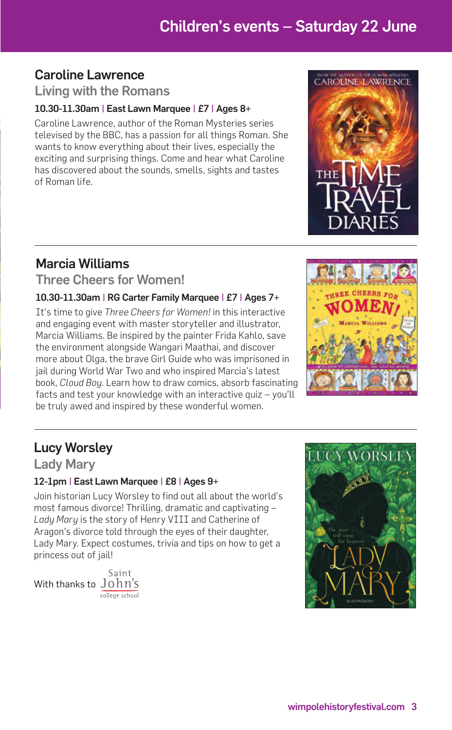# Children's events – Saturday 22 June

## Caroline Lawrence

### Living with the Romans

**10.30-11.30am | East Lawn Marquee | £7 | Ages 8+**

Caroline Lawrence, author of the Roman Mysteries series televised by the BBC, has a passion for all things Roman. She wants to know everything about their lives, especially the exciting and surprising things. Come and hear what Caroline has discovered about the sounds, smells, sights and tastes of Roman life.

---

## Marcia Williams

### Three Cheers for Women!

**10.30-11.30am | RG Carter Family Marquee | £7 | Ages 7+**

It's time to give *Three Cheers for Women!* in this interactive and engaging event with master storyteller and illustrator, Marcia Williams. Be inspired by the painter Frida Kahlo, save the environment alongside Wangari Maathai, and discover more about Olga, the brave Girl Guide who was imprisoned in jail during World War Two and who inspired Marcia's latest book, *Cloud Boy*. Learn how to draw comics, absorb fascinating facts and test your knowledge with an interactive quiz – you'll be truly awed and inspired by these wonderful women.

---

## Lucy Worsley

### Lady Mary

**12-1pm | East Lawn Marquee | £8 | Ages 9+**

Join historian Lucy Worsley to find out all about the world's most famous divorce! Thrilling, dramatic and captivating – *Lady Mary* is the story of Henry VIII and Catherine of Aragon's divorce told through the eyes of their daughter, Lady Mary. Expect costumes, trivia and tips on how to get a princess out of jail!

With thanks to Saint John's college school

wimpolehistoryfestival.com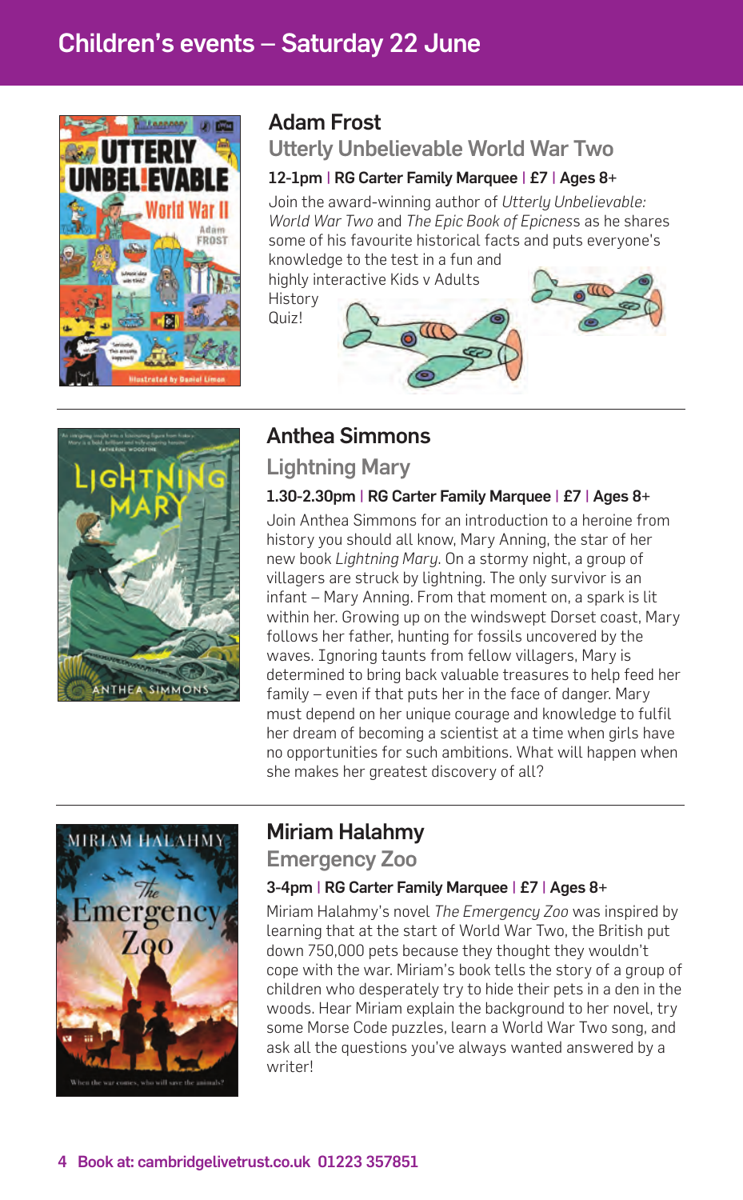# Children's events – Saturday 22 June

## Adam Frost

### Utterly Unbelievable World War Two

**12-1pm | RG Carter Family Marquee | £7 | Ages 8+**

Join the award-winning author of *Utterly Unbelievable: World War Two* and *The Epic Book of Epicness* as he shares some of his favourite historical facts and puts everyone's knowledge to the test in a fun and highly interactive Kids v Adults History Quiz!

## Anthea Simmons

### Lightning Mary

**1.30-2.30pm | RG Carter Family Marquee | £7 | Ages 8+**

Join Anthea Simmons for an introduction to a heroine from history you should all know, Mary Anning, the star of her new book *Lightning Mary*. On a stormy night, a group of villagers are struck by lightning. The only survivor is an infant – Mary Anning. From that moment on, a spark is lit within her. Growing up on the windswept Dorset coast, Mary follows her father, hunting for fossils uncovered by the waves. Ignoring taunts from fellow villagers, Mary is determined to bring back valuable treasures to help feed her family – even if that puts her in the face of danger. Mary must depend on her unique courage and knowledge to fulfil her dream of becoming a scientist at a time when girls have no opportunities for such ambitions. What will happen when she makes her greatest discovery of all?

## Miriam Halahmy

### Emergency Zoo

**3-4pm | RG Carter Family Marquee | £7 | Ages 8+**

Miriam Halahmy's novel *The Emergency Zoo* was inspired by learning that at the start of World War Two, the British put down 750,000 pets because they thought they wouldn't cope with the war. Miriam's book tells the story of a group of children who desperately try to hide their pets in a den in the woods. Hear Miriam explain the background to her novel, try some Morse Code puzzles, learn a World War Two song, and ask all the questions you've always wanted answered by a writer!

**Book at: cambridgelivetrust.co.uk 01223 357851**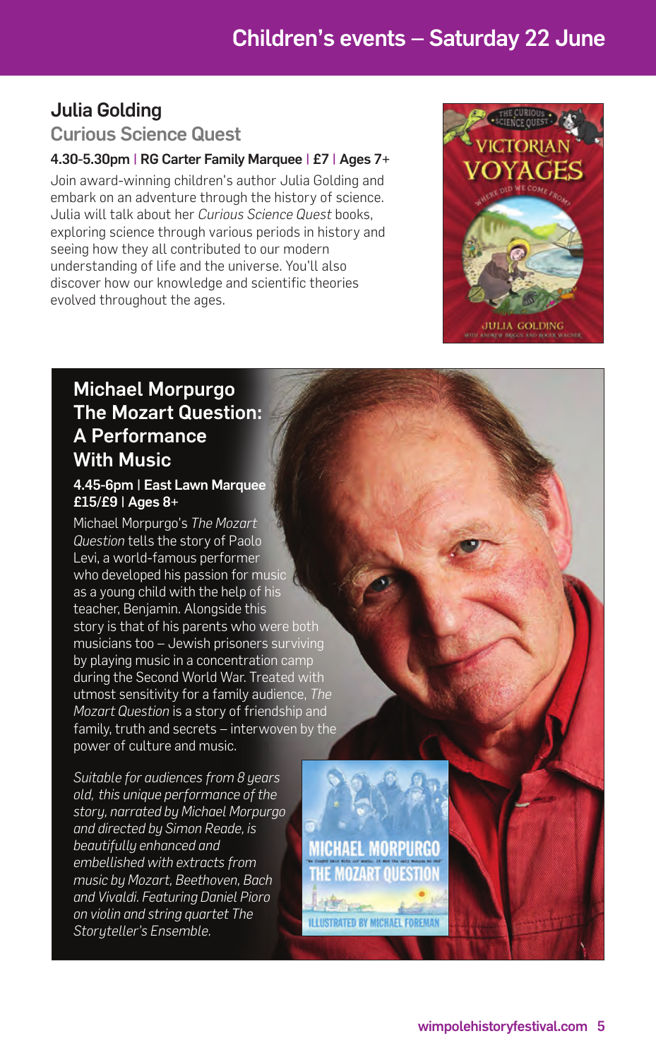# Children's events – Saturday 22 June

## Julia Golding

### Curious Science Quest

**4.30-5.30pm | RG Carter Family Marquee | £7 | Ages 7+**

Join award-winning children's author Julia Golding and embark on an adventure through the history of science. Julia will talk about her *Curious Science Quest* books, exploring science through various periods in history and seeing how they all contributed to our modern understanding of life and the universe. You'll also discover how our knowledge and scientific theories evolved throughout the ages.

## Michael Morpurgo
## The Mozart Question: A Performance With Music

**4.45-6pm | East Lawn Marquee**
**£15/£9 | Ages 8+**

Michael Morpurgo's *The Mozart Question* tells the story of Paolo Levi, a world-famous performer who developed his passion for music as a young child with the help of his teacher, Benjamin. Alongside this story is that of his parents who were both musicians too – Jewish prisoners surviving by playing music in a concentration camp during the Second World War. Treated with utmost sensitivity for a family audience, *The Mozart Question* is a story of friendship and family, truth and secrets – interwoven by the power of culture and music.

*Suitable for audiences from 8 years old, this unique performance of the story, narrated by Michael Morpurgo and directed by Simon Reade, is beautifully enhanced and embellished with extracts from music by Mozart, Beethoven, Bach and Vivaldi. Featuring Daniel Pioro on violin and string quartet The Storyteller's Ensemble.*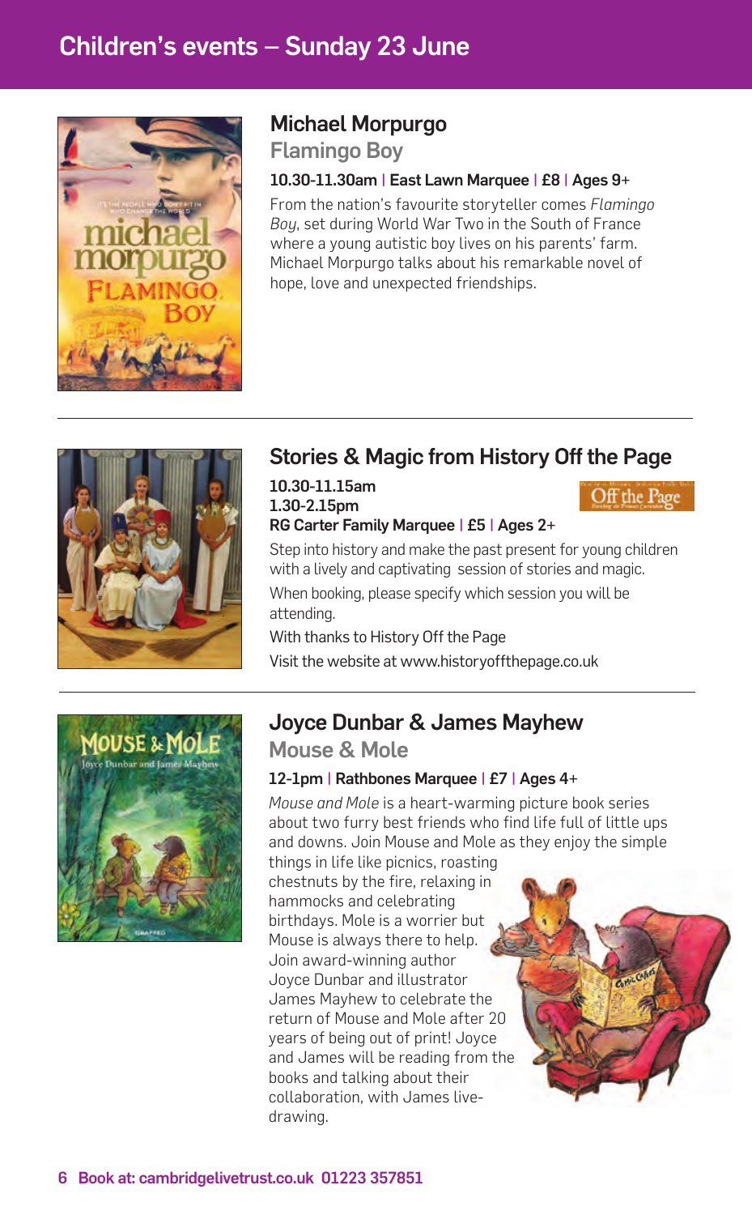# Children's events – Sunday 23 June

## Michael Morpurgo

### Flamingo Boy

**10.30-11.30am | East Lawn Marquee | £8 | Ages 9+**

From the nation's favourite storyteller comes *Flamingo Boy*, set during World War Two in the South of France where a young autistic boy lives on his parents' farm. Michael Morpurgo talks about his remarkable novel of hope, love and unexpected friendships.

---

## Stories & Magic from History Off the Page

**10.30-11.15am**
**1.30-2.15pm**
**RG Carter Family Marquee | £5 | Ages 2+**

Step into history and make the past present for young children with a lively and captivating session of stories and magic.

When booking, please specify which session you will be attending.

With thanks to History Off the Page

Visit the website at www.historyoffthepage.co.uk

---

## Joyce Dunbar & James Mayhew

### Mouse & Mole

**12-1pm | Rathbones Marquee | £7 | Ages 4+**

*Mouse and Mole* is a heart-warming picture book series about two furry best friends who find life full of little ups and downs. Join Mouse and Mole as they enjoy the simple things in life like picnics, roasting chestnuts by the fire, relaxing in hammocks and celebrating birthdays. Mole is a worrier but Mouse is always there to help. Join award-winning author Joyce Dunbar and illustrator James Mayhew to celebrate the return of Mouse and Mole after 20 years of being out of print! Joyce and James will be reading from the books and talking about their collaboration, with James live-drawing.

**Book at: cambridgelivetrust.co.uk 01223 357851**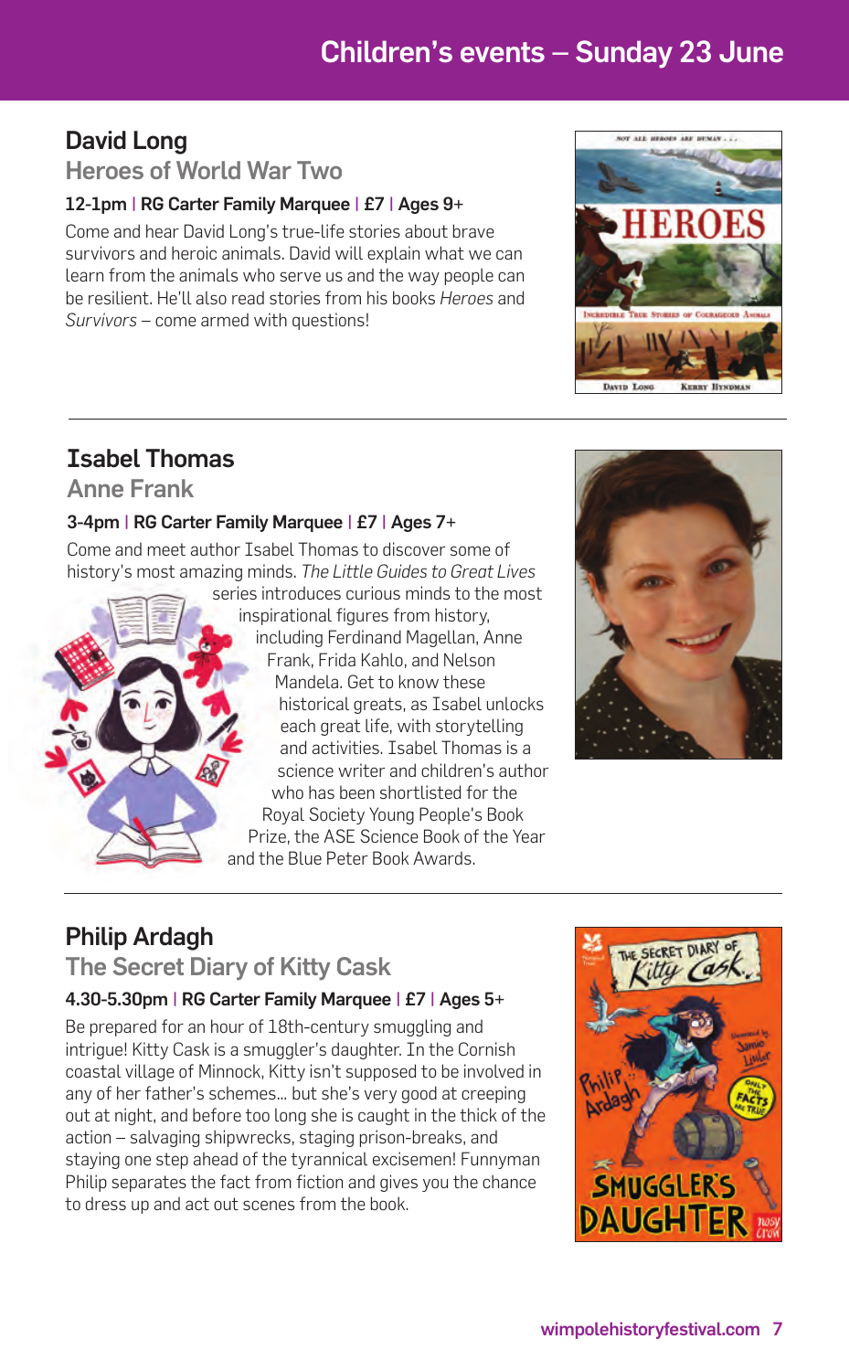# Children's events – Sunday 23 June

## David Long

### Heroes of World War Two

**12-1pm | RG Carter Family Marquee | £7 | Ages 9+**

Come and hear David Long's true-life stories about brave survivors and heroic animals. David will explain what we can learn from the animals who serve us and the way people can be resilient. He'll also read stories from his books *Heroes* and *Survivors* – come armed with questions!

## Isabel Thomas

### Anne Frank

**3-4pm | RG Carter Family Marquee | £7 | Ages 7+**

Come and meet author Isabel Thomas to discover some of history's most amazing minds. *The Little Guides to Great Lives* series introduces curious minds to the most inspirational figures from history, including Ferdinand Magellan, Anne Frank, Frida Kahlo, and Nelson Mandela. Get to know these historical greats, as Isabel unlocks each great life, with storytelling and activities. Isabel Thomas is a science writer and children's author who has been shortlisted for the Royal Society Young People's Book Prize, the ASE Science Book of the Year and the Blue Peter Book Awards.

## Philip Ardagh

### The Secret Diary of Kitty Cask

**4.30-5.30pm | RG Carter Family Marquee | £7 | Ages 5+**

Be prepared for an hour of 18th-century smuggling and intrigue! Kitty Cask is a smuggler's daughter. In the Cornish coastal village of Minnock, Kitty isn't supposed to be involved in any of her father's schemes... but she's very good at creeping out at night, and before too long she is caught in the thick of the action – salvaging shipwrecks, staging prison-breaks, and staying one step ahead of the tyrannical excisemen! Funnyman Philip separates the fact from fiction and gives you the chance to dress up and act out scenes from the book.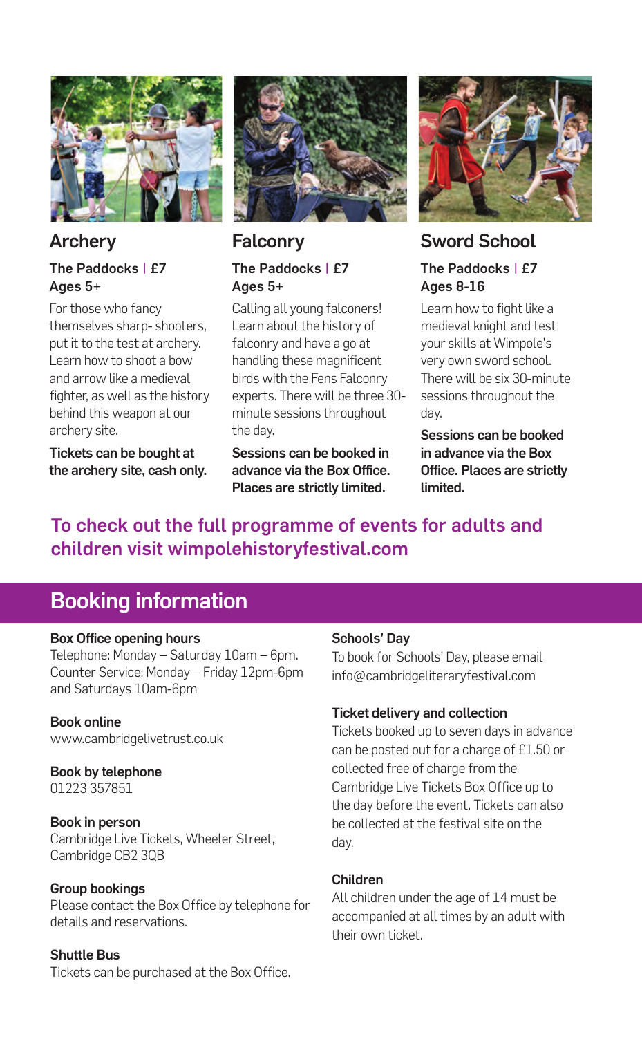## Archery

**The Paddocks | £7**
**Ages 5+**

For those who fancy themselves sharp- shooters, put it to the test at archery. Learn how to shoot a bow and arrow like a medieval fighter, as well as the history behind this weapon at our archery site.

**Tickets can be bought at the archery site, cash only.**

## Falconry

**The Paddocks | £7**
**Ages 5+**

Calling all young falconers! Learn about the history of falconry and have a go at handling these magnificent birds with the Fens Falconry experts. There will be three 30-minute sessions throughout the day.

**Sessions can be booked in advance via the Box Office. Places are strictly limited.**

## Sword School

**The Paddocks | £7**
**Ages 8-16**

Learn how to fight like a medieval knight and test your skills at Wimpole's very own sword school. There will be six 30-minute sessions throughout the day.

**Sessions can be booked in advance via the Box Office. Places are strictly limited.**

**To check out the full programme of events for adults and children visit wimpolehistoryfestival.com**

# Booking information

**Box Office opening hours**
Telephone: Monday – Saturday 10am – 6pm.
Counter Service: Monday – Friday 12pm-6pm and Saturdays 10am-6pm

**Book online**
www.cambridgelivetrust.co.uk

**Book by telephone**
01223 357851

**Book in person**
Cambridge Live Tickets, Wheeler Street, Cambridge CB2 3QB

**Group bookings**
Please contact the Box Office by telephone for details and reservations.

**Shuttle Bus**
Tickets can be purchased at the Box Office.

**Schools' Day**
To book for Schools' Day, please email info@cambridgeliteraryfestival.com

**Ticket delivery and collection**
Tickets booked up to seven days in advance can be posted out for a charge of £1.50 or collected free of charge from the Cambridge Live Tickets Box Office up to the day before the event. Tickets can also be collected at the festival site on the day.

**Children**
All children under the age of 14 must be accompanied at all times by an adult with their own ticket.